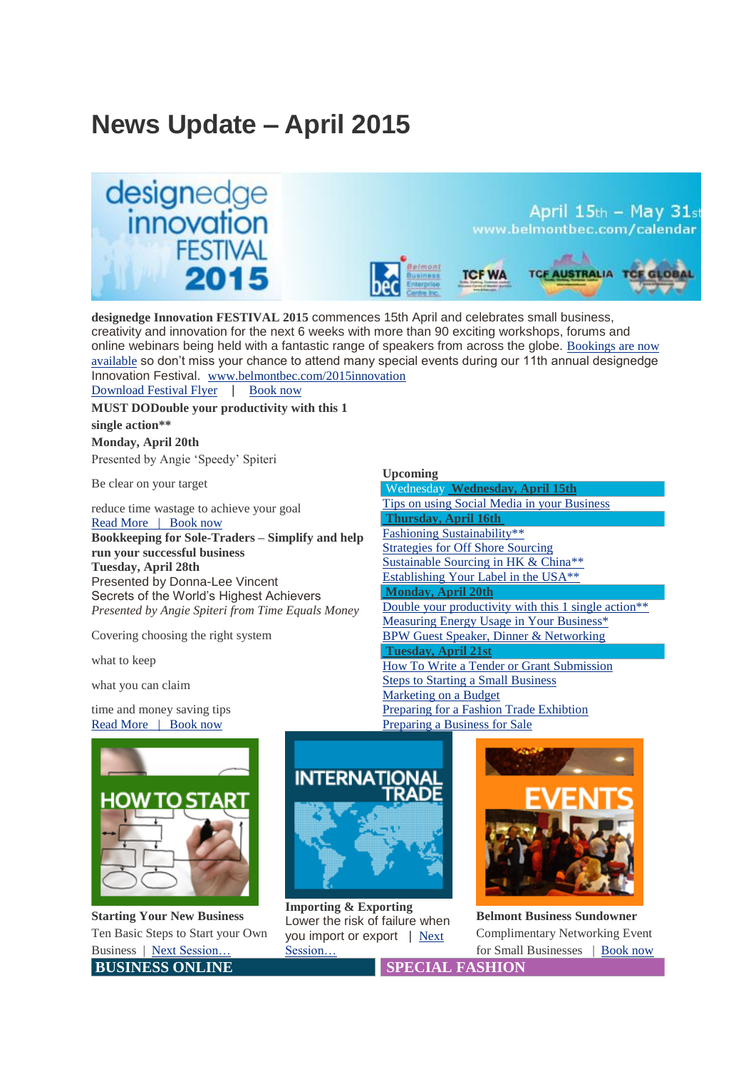# News Update – April 2015

**designedge Innovation FESTIVAL 2015** commences 15th April and celebrates small business, creativity and innovation for the next 6 weeks with more than 90 exciting workshops, forums and online webinars being held with a fantastic range of speakers from across the globe. Bookings are now available so don't miss your chance to attend many special events during our 11th annual designedge Innovation Festival. www.belmontbec.com/2015innovation

Download Festival Flyer | Book now

**MUST DODouble your productivity with this 1 single action****

**Monday, April 20th**

Presented by Angie 'Speedy' Spiteri

Be clear on your target

reduce time wastage to achieve your goal

Read More | Book now

**Bookkeeping for Sole-Traders – Simplify and help run your successful business**

**Tuesday, April 28th**

Presented by Donna-Lee Vincent

Secrets of the World's Highest Achievers

*Presented by Angie Spiteri from Time Equals Money*

Covering choosing the right system

what to keep

what you can claim

time and money saving tips

Read More | Book now

**Upcoming**

Wednesday **Wednesday, April 15th**

Tips on using Social Media in your Business

**Thursday, April 16th**

Fashioning Sustainability**

Strategies for Off Shore Sourcing

Sustainable Sourcing in HK & China**

Establishing Your Label in the USA**

**Monday, April 20th**

Double your productivity with this 1 single action**

Measuring Energy Usage in Your Business*

BPW Guest Speaker, Dinner & Networking

**Tuesday, April 21st**

How To Write a Tender or Grant Submission

Steps to Starting a Small Business

Marketing on a Budget

Preparing for a Fashion Trade Exhibition

Preparing a Business for Sale

**Starting Your New Business**

Ten Basic Steps to Start your Own Business | Next Session…

**Importing & Exporting**

Lower the risk of failure when you import or export | Next Session…

**Belmont Business Sundowner**

Complimentary Networking Event for Small Businesses | Book now

**BUSINESS ONLINE**

**SPECIAL FASHION**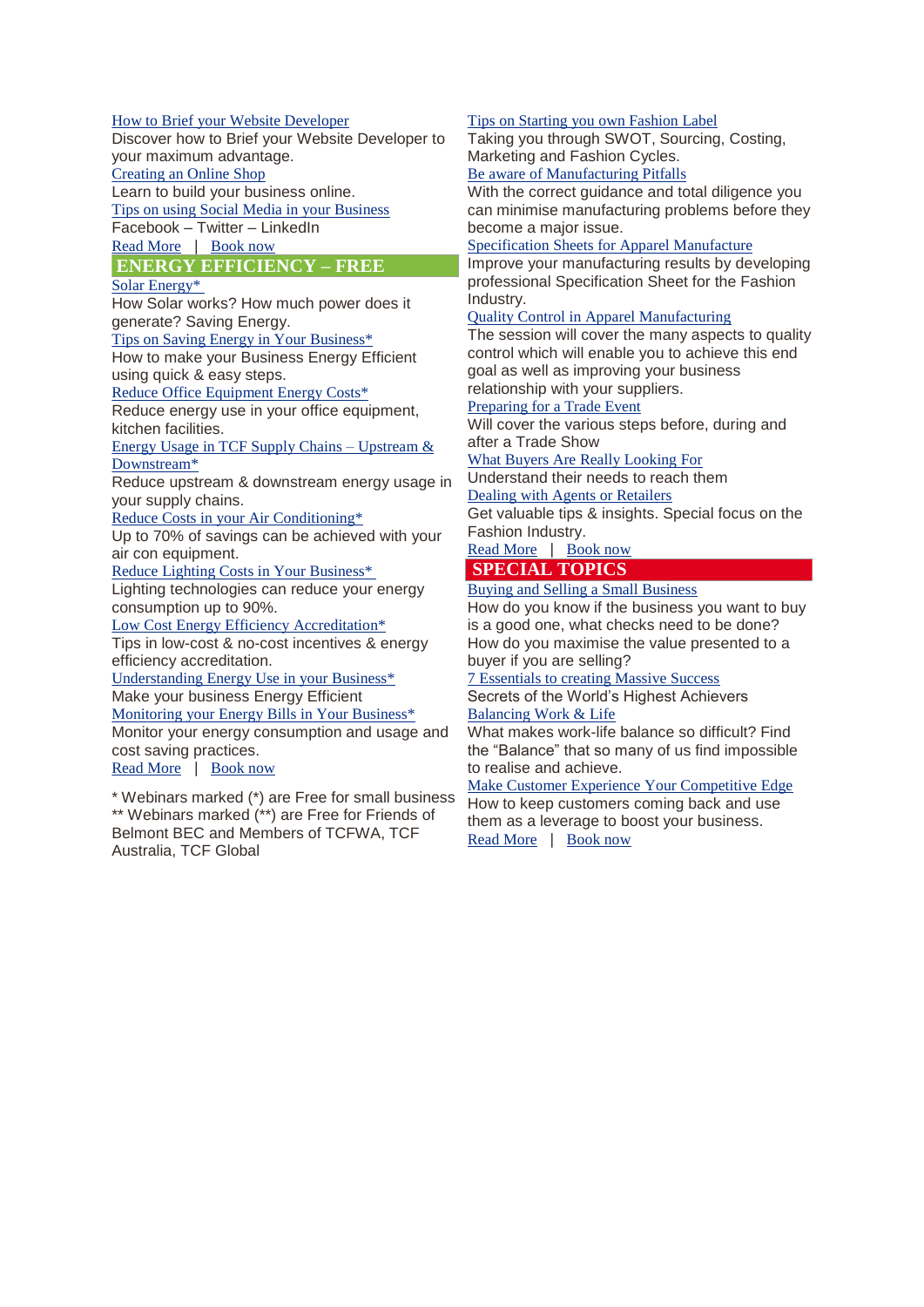How to Brief your Website Developer
Discover how to Brief your Website Developer to your maximum advantage.

Creating an Online Shop
Learn to build your business online.

Tips on using Social Media in your Business
Facebook – Twitter – LinkedIn

Read More | Book now

## ENERGY EFFICIENCY – FREE

Solar Energy*
How Solar works? How much power does it generate? Saving Energy.

Tips on Saving Energy in Your Business*
How to make your Business Energy Efficient using quick & easy steps.

Reduce Office Equipment Energy Costs*
Reduce energy use in your office equipment, kitchen facilities.

Energy Usage in TCF Supply Chains – Upstream & Downstream*
Reduce upstream & downstream energy usage in your supply chains.

Reduce Costs in your Air Conditioning*
Up to 70% of savings can be achieved with your air con equipment.

Reduce Lighting Costs in Your Business*
Lighting technologies can reduce your energy consumption up to 90%.

Low Cost Energy Efficiency Accreditation*
Tips in low-cost & no-cost incentives & energy efficiency accreditation.

Understanding Energy Use in your Business*
Make your business Energy Efficient

Monitoring your Energy Bills in Your Business*
Monitor your energy consumption and usage and cost saving practices.

Read More | Book now

\* Webinars marked (*) are Free for small business
\*\* Webinars marked (**) are Free for Friends of Belmont BEC and Members of TCFWA, TCF Australia, TCF Global

Tips on Starting you own Fashion Label
Taking you through SWOT, Sourcing, Costing, Marketing and Fashion Cycles.

Be aware of Manufacturing Pitfalls
With the correct guidance and total diligence you can minimise manufacturing problems before they become a major issue.

Specification Sheets for Apparel Manufacture
Improve your manufacturing results by developing professional Specification Sheet for the Fashion Industry.

Quality Control in Apparel Manufacturing
The session will cover the many aspects to quality control which will enable you to achieve this end goal as well as improving your business relationship with your suppliers.

Preparing for a Trade Event
Will cover the various steps before, during and after a Trade Show

What Buyers Are Really Looking For
Understand their needs to reach them

Dealing with Agents or Retailers
Get valuable tips & insights. Special focus on the Fashion Industry.

Read More | Book now

## SPECIAL TOPICS

Buying and Selling a Small Business
How do you know if the business you want to buy is a good one, what checks need to be done? How do you maximise the value presented to a buyer if you are selling?

7 Essentials to creating Massive Success
Secrets of the World's Highest Achievers

Balancing Work & Life
What makes work-life balance so difficult? Find the "Balance" that so many of us find impossible to realise and achieve.

Make Customer Experience Your Competitive Edge
How to keep customers coming back and use them as a leverage to boost your business.

Read More | Book now